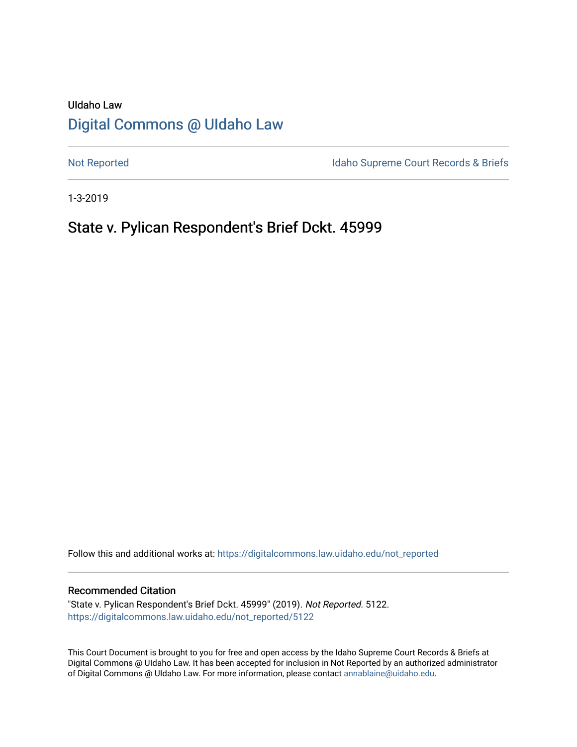UIdaho Law

# Digital Commons @ UIdaho Law

Not Reported

Idaho Supreme Court Records & Briefs

1-3-2019

## State v. Pylican Respondent's Brief Dckt. 45999

Follow this and additional works at: https://digitalcommons.law.uidaho.edu/not_reported

### Recommended Citation

"State v. Pylican Respondent's Brief Dckt. 45999" (2019). *Not Reported*. 5122.
https://digitalcommons.law.uidaho.edu/not_reported/5122

This Court Document is brought to you for free and open access by the Idaho Supreme Court Records & Briefs at Digital Commons @ UIdaho Law. It has been accepted for inclusion in Not Reported by an authorized administrator of Digital Commons @ UIdaho Law. For more information, please contact annablaine@uidaho.edu.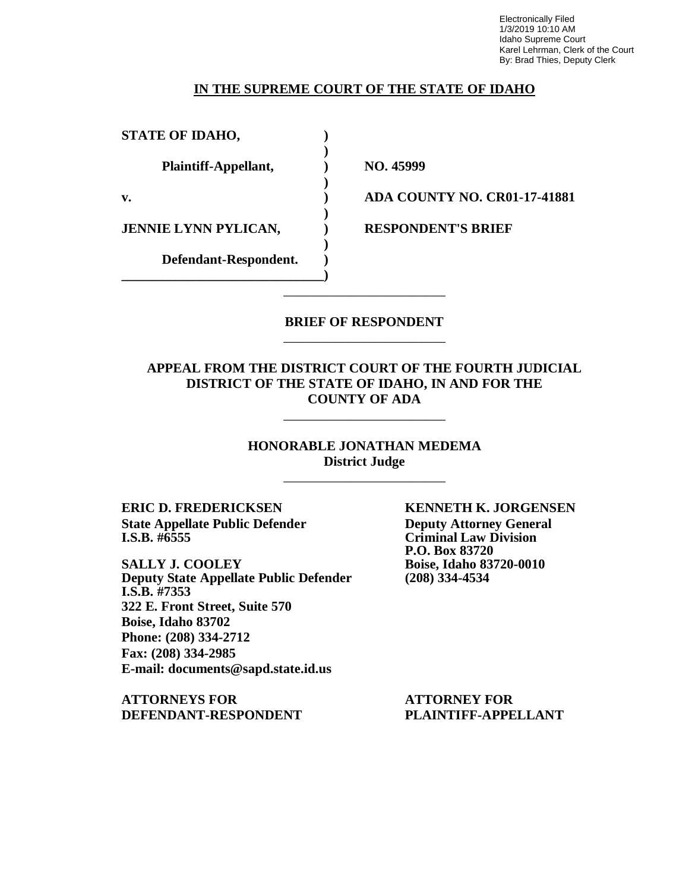Electronically Filed
1/3/2019 10:10 AM
Idaho Supreme Court
Karel Lehrman, Clerk of the Court
By: Brad Thies, Deputy Clerk

**IN THE SUPREME COURT OF THE STATE OF IDAHO**

| | | |
|---|---|---|
| **STATE OF IDAHO,** | **)** | |
| **Plaintiff-Appellant,** | **)** | **NO. 45999** |
| **v.** | **)** | **ADA COUNTY NO. CR01-17-41881** |
| **JENNIE LYNN PYLICAN,** | **)** | **RESPONDENT'S BRIEF** |
| **Defendant-Respondent.** | **)** | |

**BRIEF OF RESPONDENT**

**APPEAL FROM THE DISTRICT COURT OF THE FOURTH JUDICIAL DISTRICT OF THE STATE OF IDAHO, IN AND FOR THE COUNTY OF ADA**

**HONORABLE JONATHAN MEDEMA**
**District Judge**

**ERIC D. FREDERICKSEN**
**State Appellate Public Defender**
**I.S.B. #6555**

**SALLY J. COOLEY**
**Deputy State Appellate Public Defender**
**I.S.B. #7353**
**322 E. Front Street, Suite 570**
**Boise, Idaho 83702**
**Phone: (208) 334-2712**
**Fax: (208) 334-2985**
**E-mail: documents@sapd.state.id.us**

**ATTORNEYS FOR DEFENDANT-RESPONDENT**

**KENNETH K. JORGENSEN**
**Deputy Attorney General**
**Criminal Law Division**
**P.O. Box 83720**
**Boise, Idaho 83720-0010**
**(208) 334-4534**

**ATTORNEY FOR PLAINTIFF-APPELLANT**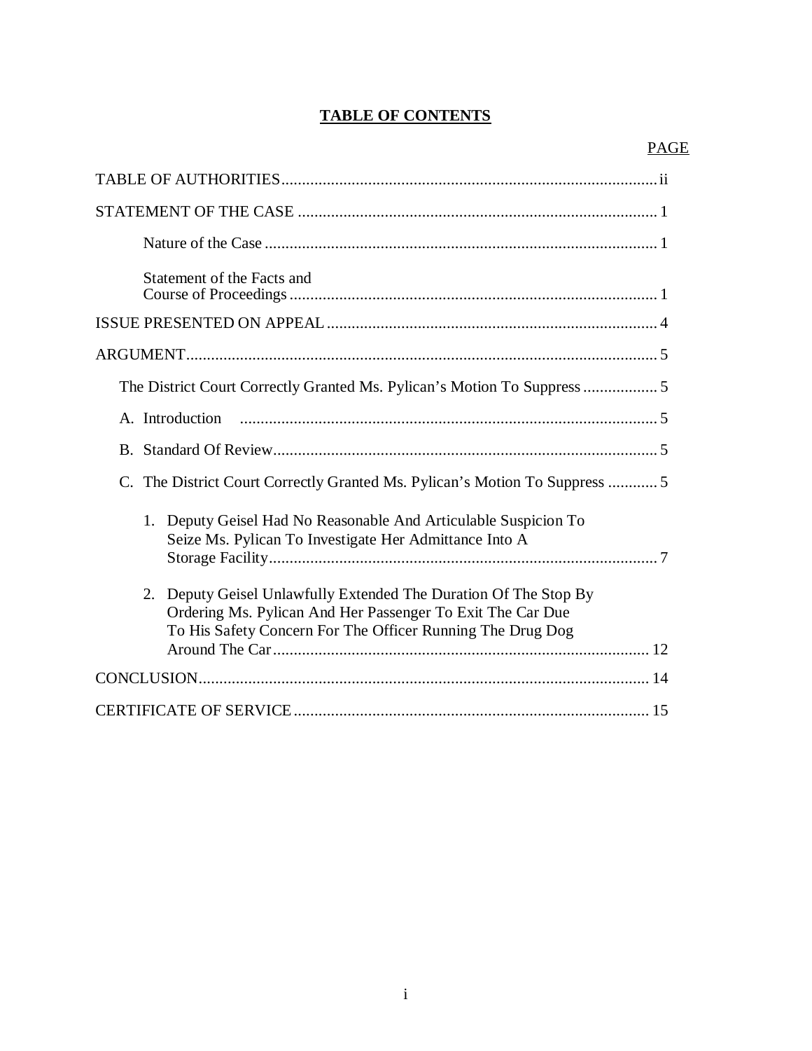# TABLE OF CONTENTS

| | PAGE |
|---|---|
| TABLE OF AUTHORITIES | ii |
| STATEMENT OF THE CASE | 1 |
| Nature of the Case | 1 |
| Statement of the Facts and Course of Proceedings | 1 |
| ISSUE PRESENTED ON APPEAL | 4 |
| ARGUMENT | 5 |
| The District Court Correctly Granted Ms. Pylican's Motion To Suppress | 5 |
| A. Introduction | 5 |
| B. Standard Of Review | 5 |
| C. The District Court Correctly Granted Ms. Pylican's Motion To Suppress | 5 |
| 1. Deputy Geisel Had No Reasonable And Articulable Suspicion To Seize Ms. Pylican To Investigate Her Admittance Into A Storage Facility | 7 |
| 2. Deputy Geisel Unlawfully Extended The Duration Of The Stop By Ordering Ms. Pylican And Her Passenger To Exit The Car Due To His Safety Concern For The Officer Running The Drug Dog Around The Car | 12 |
| CONCLUSION | 14 |
| CERTIFICATE OF SERVICE | 15 |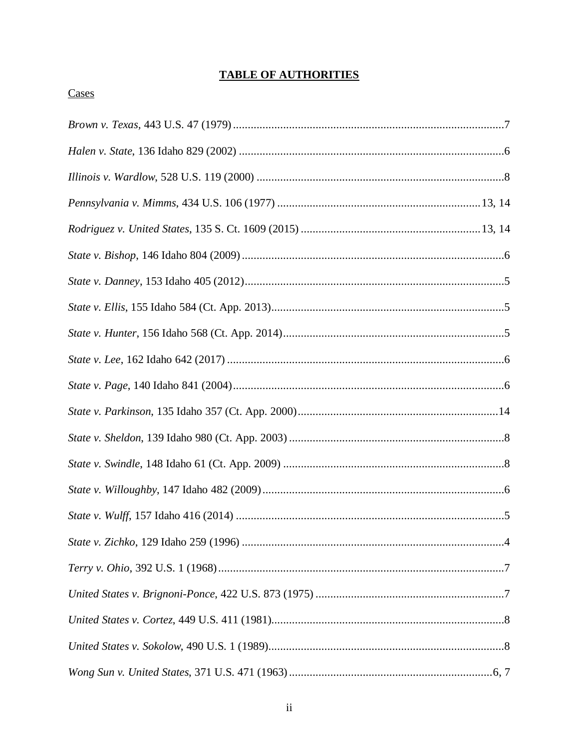# TABLE OF AUTHORITIES

Cases

*Brown v. Texas*, 443 U.S. 47 (1979) ............................................................................................7

*Halen v. State*, 136 Idaho 829 (2002) ..........................................................................................6

*Illinois v. Wardlow*, 528 U.S. 119 (2000) ....................................................................................8

*Pennsylvania v. Mimms*, 434 U.S. 106 (1977) ....................................................................13, 14

*Rodriguez v. United States*, 135 S. Ct. 1609 (2015) ............................................................13, 14

*State v. Bishop*, 146 Idaho 804 (2009) .........................................................................................6

*State v. Danney*, 153 Idaho 405 (2012).........................................................................................5

*State v. Ellis*, 155 Idaho 584 (Ct. App. 2013)...............................................................................5

*State v. Hunter*, 156 Idaho 568 (Ct. App. 2014)...........................................................................5

*State v. Lee*, 162 Idaho 642 (2017) ..............................................................................................6

*State v. Page*, 140 Idaho 841 (2004)............................................................................................6

*State v. Parkinson*, 135 Idaho 357 (Ct. App. 2000)...................................................................14

*State v. Sheldon*, 139 Idaho 980 (Ct. App. 2003) .........................................................................8

*State v. Swindle*, 148 Idaho 61 (Ct. App. 2009) ...........................................................................8

*State v. Willoughby*, 147 Idaho 482 (2009)..................................................................................6

*State v. Wulff*, 157 Idaho 416 (2014) ...........................................................................................5

*State v. Zichko*, 129 Idaho 259 (1996) .........................................................................................4

*Terry v. Ohio*, 392 U.S. 1 (1968).................................................................................................7

*United States v. Brignoni-Ponce*, 422 U.S. 873 (1975) ................................................................7

*United States v. Cortez*, 449 U.S. 411 (1981)...............................................................................8

*United States v. Sokolow*, 490 U.S. 1 (1989)................................................................................8

*Wong Sun v. United States*, 371 U.S. 471 (1963) .....................................................................6, 7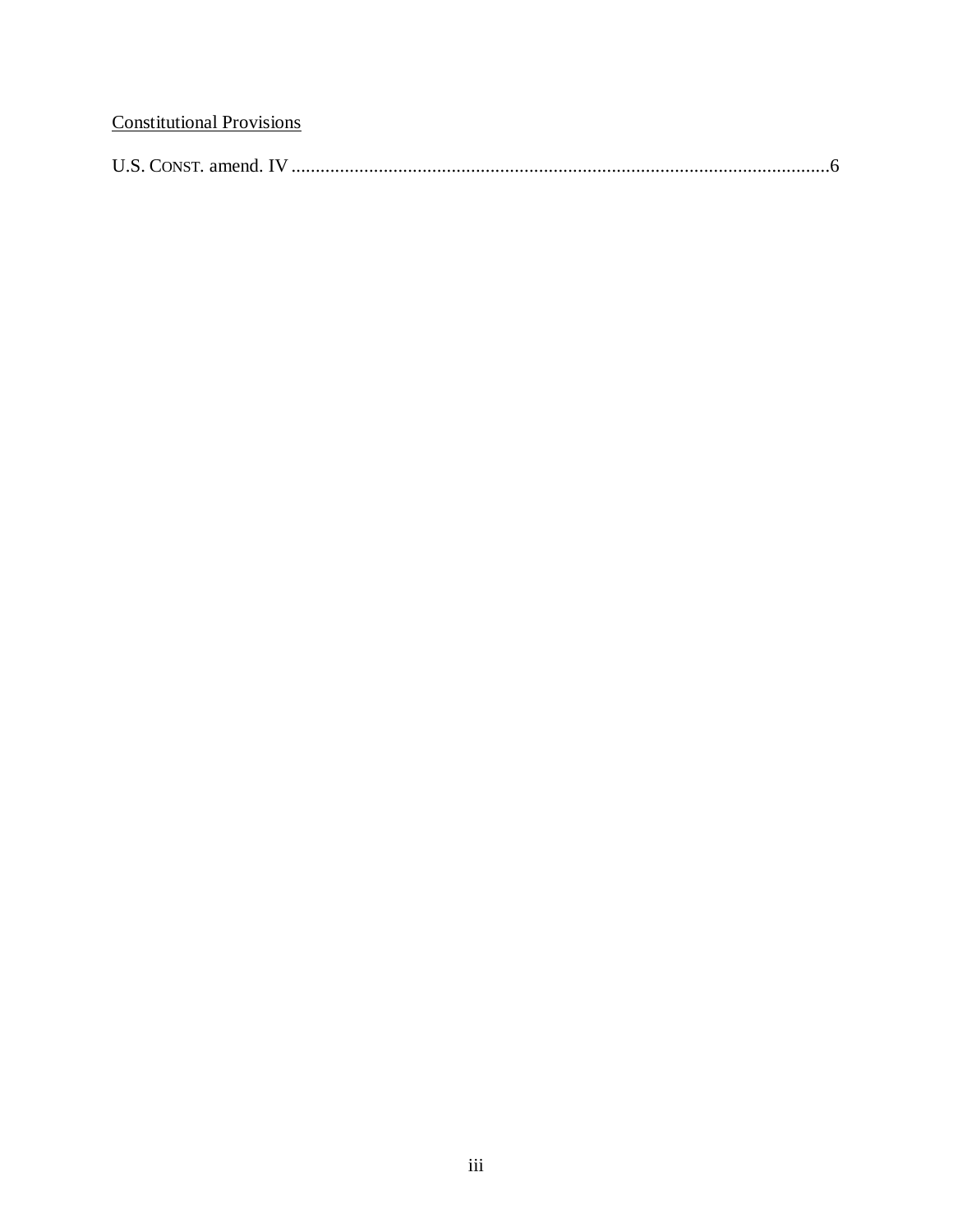Constitutional Provisions

U.S. CONST. amend. IV ............................................................................................................6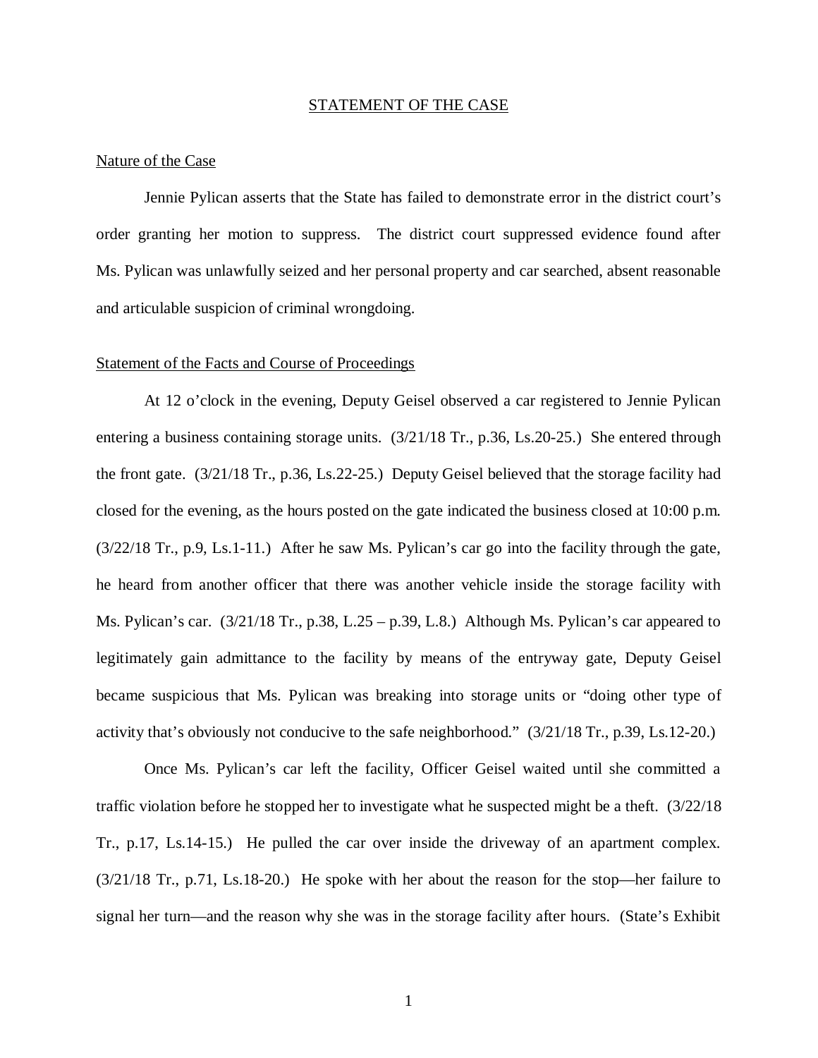## STATEMENT OF THE CASE

### Nature of the Case

Jennie Pylican asserts that the State has failed to demonstrate error in the district court's order granting her motion to suppress. The district court suppressed evidence found after Ms. Pylican was unlawfully seized and her personal property and car searched, absent reasonable and articulable suspicion of criminal wrongdoing.

### Statement of the Facts and Course of Proceedings

At 12 o'clock in the evening, Deputy Geisel observed a car registered to Jennie Pylican entering a business containing storage units. (3/21/18 Tr., p.36, Ls.20-25.) She entered through the front gate. (3/21/18 Tr., p.36, Ls.22-25.) Deputy Geisel believed that the storage facility had closed for the evening, as the hours posted on the gate indicated the business closed at 10:00 p.m. (3/22/18 Tr., p.9, Ls.1-11.) After he saw Ms. Pylican's car go into the facility through the gate, he heard from another officer that there was another vehicle inside the storage facility with Ms. Pylican's car. (3/21/18 Tr., p.38, L.25 – p.39, L.8.) Although Ms. Pylican's car appeared to legitimately gain admittance to the facility by means of the entryway gate, Deputy Geisel became suspicious that Ms. Pylican was breaking into storage units or "doing other type of activity that's obviously not conducive to the safe neighborhood." (3/21/18 Tr., p.39, Ls.12-20.)

Once Ms. Pylican's car left the facility, Officer Geisel waited until she committed a traffic violation before he stopped her to investigate what he suspected might be a theft. (3/22/18 Tr., p.17, Ls.14-15.) He pulled the car over inside the driveway of an apartment complex. (3/21/18 Tr., p.71, Ls.18-20.) He spoke with her about the reason for the stop—her failure to signal her turn—and the reason why she was in the storage facility after hours. (State's Exhibit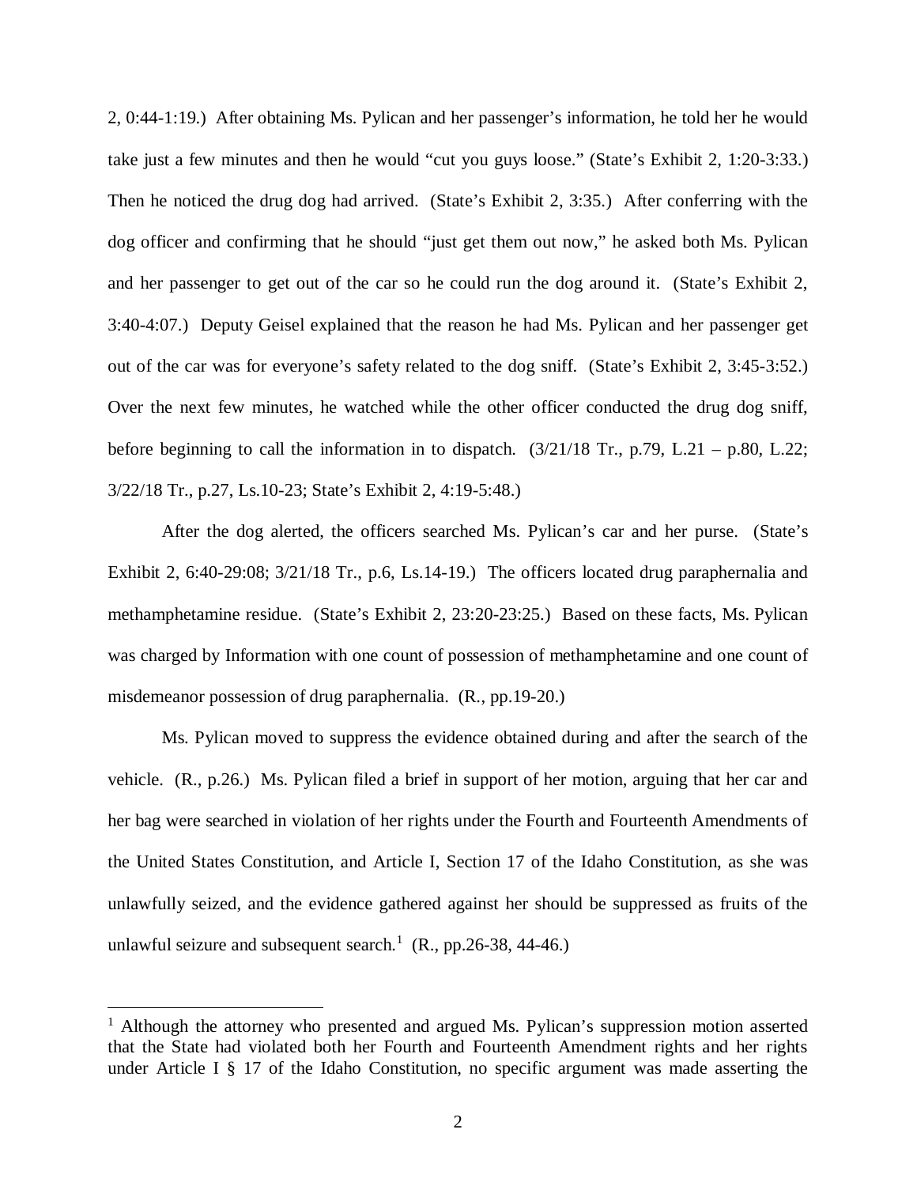2, 0:44-1:19.) After obtaining Ms. Pylican and her passenger's information, he told her he would take just a few minutes and then he would "cut you guys loose." (State's Exhibit 2, 1:20-3:33.) Then he noticed the drug dog had arrived. (State's Exhibit 2, 3:35.) After conferring with the dog officer and confirming that he should "just get them out now," he asked both Ms. Pylican and her passenger to get out of the car so he could run the dog around it. (State's Exhibit 2, 3:40-4:07.) Deputy Geisel explained that the reason he had Ms. Pylican and her passenger get out of the car was for everyone's safety related to the dog sniff. (State's Exhibit 2, 3:45-3:52.) Over the next few minutes, he watched while the other officer conducted the drug dog sniff, before beginning to call the information in to dispatch. (3/21/18 Tr., p.79, L.21 – p.80, L.22; 3/22/18 Tr., p.27, Ls.10-23; State's Exhibit 2, 4:19-5:48.)

After the dog alerted, the officers searched Ms. Pylican's car and her purse. (State's Exhibit 2, 6:40-29:08; 3/21/18 Tr., p.6, Ls.14-19.) The officers located drug paraphernalia and methamphetamine residue. (State's Exhibit 2, 23:20-23:25.) Based on these facts, Ms. Pylican was charged by Information with one count of possession of methamphetamine and one count of misdemeanor possession of drug paraphernalia. (R., pp.19-20.)

Ms. Pylican moved to suppress the evidence obtained during and after the search of the vehicle. (R., p.26.) Ms. Pylican filed a brief in support of her motion, arguing that her car and her bag were searched in violation of her rights under the Fourth and Fourteenth Amendments of the United States Constitution, and Article I, Section 17 of the Idaho Constitution, as she was unlawfully seized, and the evidence gathered against her should be suppressed as fruits of the unlawful seizure and subsequent search.[1] (R., pp.26-38, 44-46.)

[1] Although the attorney who presented and argued Ms. Pylican's suppression motion asserted that the State had violated both her Fourth and Fourteenth Amendment rights and her rights under Article I § 17 of the Idaho Constitution, no specific argument was made asserting the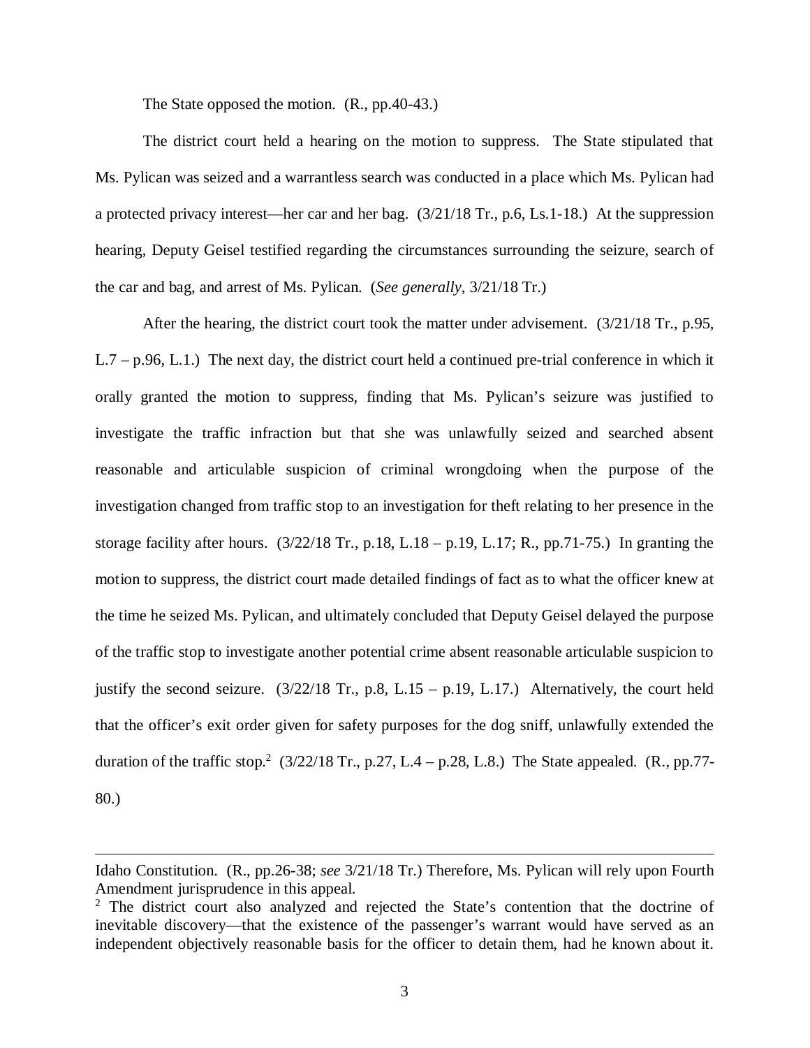The State opposed the motion. (R., pp.40-43.)

The district court held a hearing on the motion to suppress. The State stipulated that Ms. Pylican was seized and a warrantless search was conducted in a place which Ms. Pylican had a protected privacy interest—her car and her bag. (3/21/18 Tr., p.6, Ls.1-18.) At the suppression hearing, Deputy Geisel testified regarding the circumstances surrounding the seizure, search of the car and bag, and arrest of Ms. Pylican. (*See generally*, 3/21/18 Tr.)

After the hearing, the district court took the matter under advisement. (3/21/18 Tr., p.95, L.7 – p.96, L.1.) The next day, the district court held a continued pre-trial conference in which it orally granted the motion to suppress, finding that Ms. Pylican's seizure was justified to investigate the traffic infraction but that she was unlawfully seized and searched absent reasonable and articulable suspicion of criminal wrongdoing when the purpose of the investigation changed from traffic stop to an investigation for theft relating to her presence in the storage facility after hours. (3/22/18 Tr., p.18, L.18 – p.19, L.17; R., pp.71-75.) In granting the motion to suppress, the district court made detailed findings of fact as to what the officer knew at the time he seized Ms. Pylican, and ultimately concluded that Deputy Geisel delayed the purpose of the traffic stop to investigate another potential crime absent reasonable articulable suspicion to justify the second seizure. (3/22/18 Tr., p.8, L.15 – p.19, L.17.) Alternatively, the court held that the officer's exit order given for safety purposes for the dog sniff, unlawfully extended the duration of the traffic stop.[2] (3/22/18 Tr., p.27, L.4 – p.28, L.8.) The State appealed. (R., pp.77-80.)

---

Idaho Constitution. (R., pp.26-38; *see* 3/21/18 Tr.) Therefore, Ms. Pylican will rely upon Fourth Amendment jurisprudence in this appeal.

[2] The district court also analyzed and rejected the State's contention that the doctrine of inevitable discovery—that the existence of the passenger's warrant would have served as an independent objectively reasonable basis for the officer to detain them, had he known about it.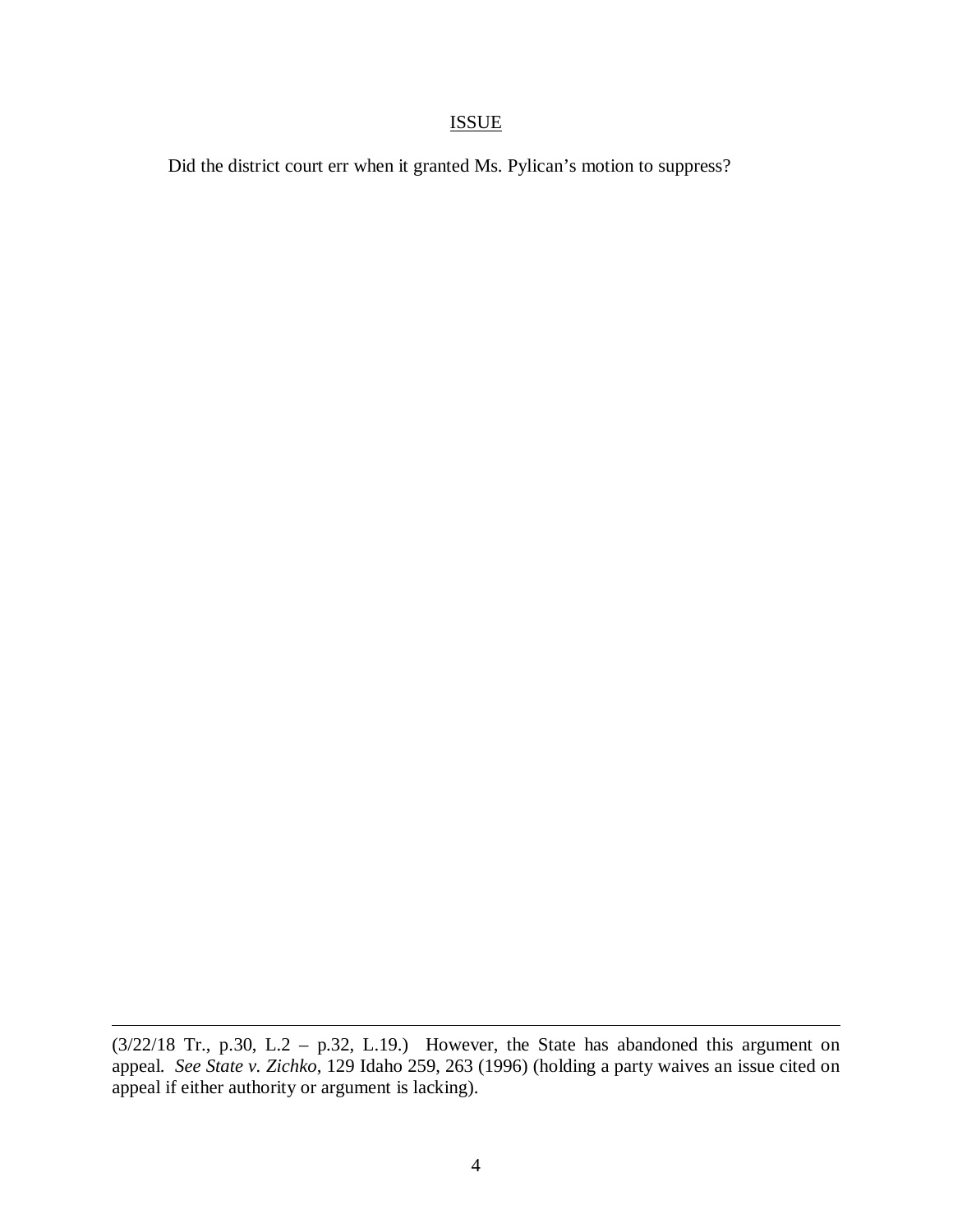## ISSUE

Did the district court err when it granted Ms. Pylican's motion to suppress?

---

(3/22/18 Tr., p.30, L.2 – p.32, L.19.) However, the State has abandoned this argument on appeal. *See State v. Zichko*, 129 Idaho 259, 263 (1996) (holding a party waives an issue cited on appeal if either authority or argument is lacking).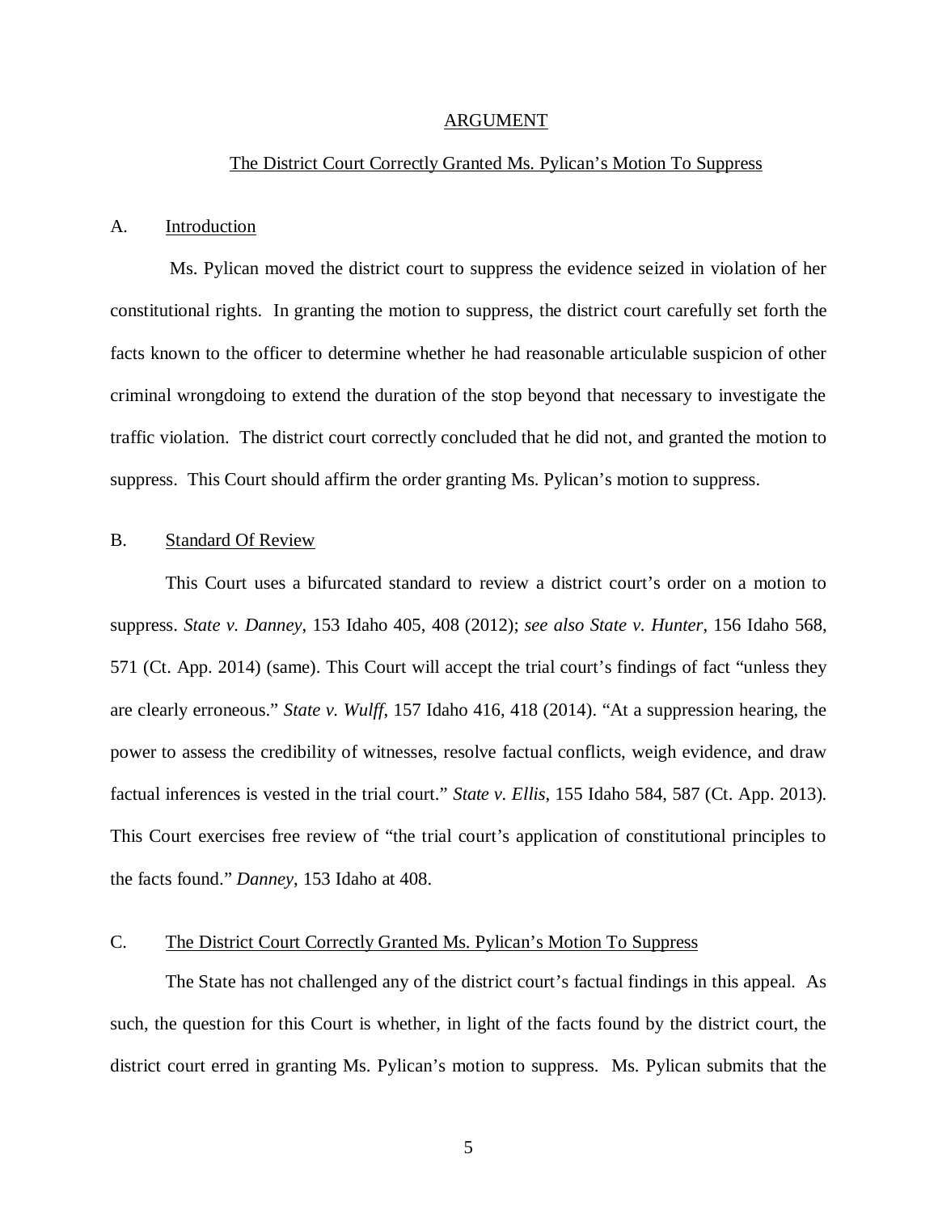## ARGUMENT

### The District Court Correctly Granted Ms. Pylican's Motion To Suppress

A. Introduction

Ms. Pylican moved the district court to suppress the evidence seized in violation of her constitutional rights. In granting the motion to suppress, the district court carefully set forth the facts known to the officer to determine whether he had reasonable articulable suspicion of other criminal wrongdoing to extend the duration of the stop beyond that necessary to investigate the traffic violation. The district court correctly concluded that he did not, and granted the motion to suppress. This Court should affirm the order granting Ms. Pylican's motion to suppress.

B. Standard Of Review

This Court uses a bifurcated standard to review a district court's order on a motion to suppress. *State v. Danney*, 153 Idaho 405, 408 (2012); *see also State v. Hunter*, 156 Idaho 568, 571 (Ct. App. 2014) (same). This Court will accept the trial court's findings of fact "unless they are clearly erroneous." *State v. Wulff*, 157 Idaho 416, 418 (2014). "At a suppression hearing, the power to assess the credibility of witnesses, resolve factual conflicts, weigh evidence, and draw factual inferences is vested in the trial court." *State v. Ellis*, 155 Idaho 584, 587 (Ct. App. 2013). This Court exercises free review of "the trial court's application of constitutional principles to the facts found." *Danney*, 153 Idaho at 408.

C. The District Court Correctly Granted Ms. Pylican's Motion To Suppress

The State has not challenged any of the district court's factual findings in this appeal. As such, the question for this Court is whether, in light of the facts found by the district court, the district court erred in granting Ms. Pylican's motion to suppress. Ms. Pylican submits that the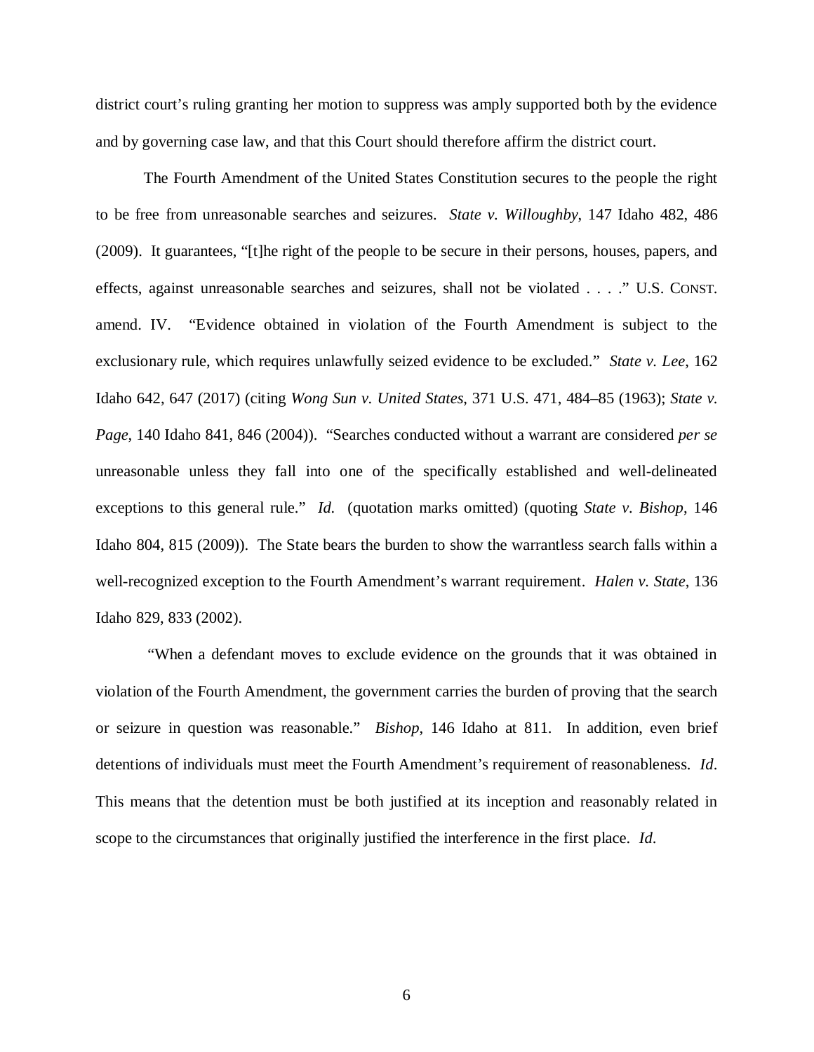district court's ruling granting her motion to suppress was amply supported both by the evidence and by governing case law, and that this Court should therefore affirm the district court.

The Fourth Amendment of the United States Constitution secures to the people the right to be free from unreasonable searches and seizures. *State v. Willoughby*, 147 Idaho 482, 486 (2009). It guarantees, "[t]he right of the people to be secure in their persons, houses, papers, and effects, against unreasonable searches and seizures, shall not be violated . . . ." U.S. CONST. amend. IV. "Evidence obtained in violation of the Fourth Amendment is subject to the exclusionary rule, which requires unlawfully seized evidence to be excluded." *State v. Lee*, 162 Idaho 642, 647 (2017) (citing *Wong Sun v. United States*, 371 U.S. 471, 484–85 (1963); *State v. Page*, 140 Idaho 841, 846 (2004)). "Searches conducted without a warrant are considered *per se* unreasonable unless they fall into one of the specifically established and well-delineated exceptions to this general rule." *Id.* (quotation marks omitted) (quoting *State v. Bishop*, 146 Idaho 804, 815 (2009)). The State bears the burden to show the warrantless search falls within a well-recognized exception to the Fourth Amendment's warrant requirement. *Halen v. State*, 136 Idaho 829, 833 (2002).

"When a defendant moves to exclude evidence on the grounds that it was obtained in violation of the Fourth Amendment, the government carries the burden of proving that the search or seizure in question was reasonable." *Bishop*, 146 Idaho at 811. In addition, even brief detentions of individuals must meet the Fourth Amendment's requirement of reasonableness. *Id*. This means that the detention must be both justified at its inception and reasonably related in scope to the circumstances that originally justified the interference in the first place. *Id*.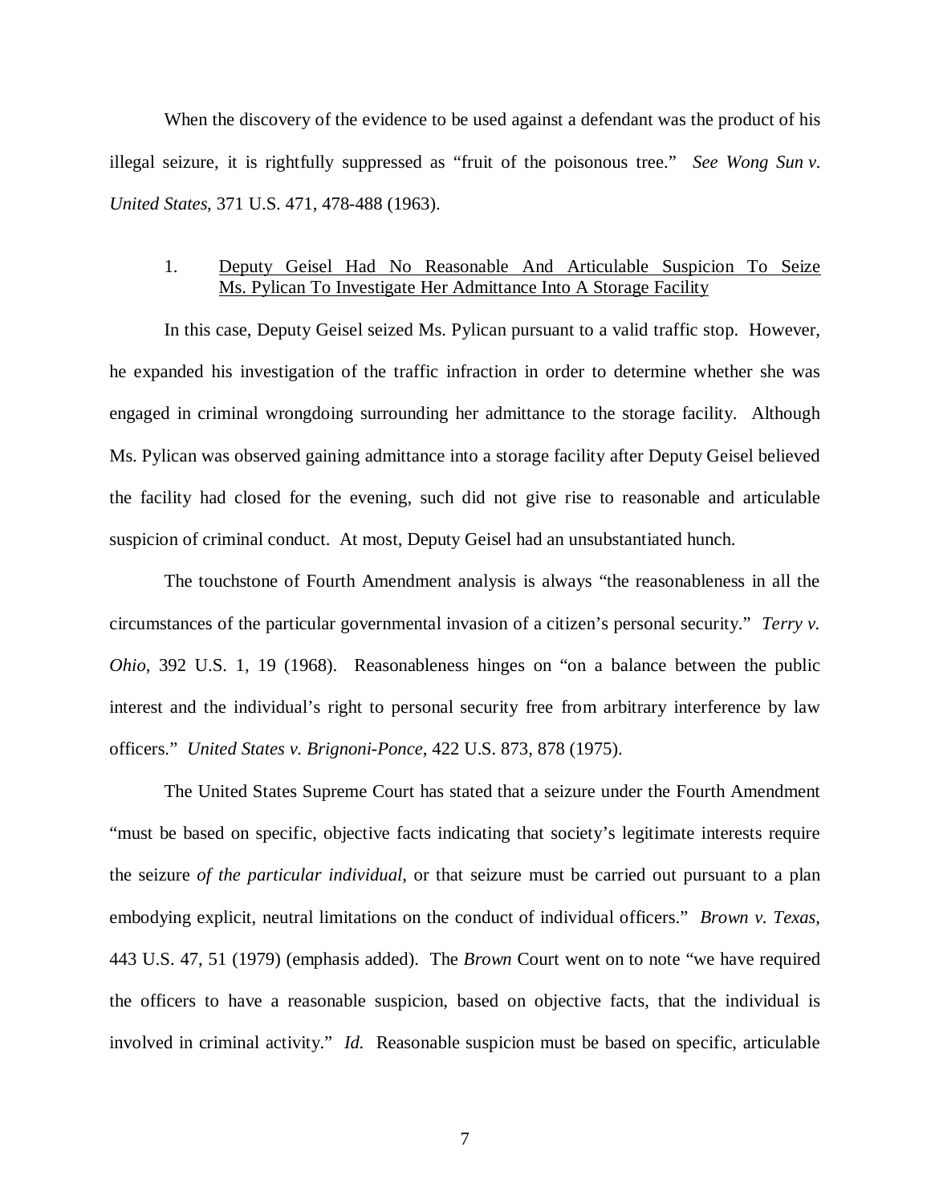When the discovery of the evidence to be used against a defendant was the product of his illegal seizure, it is rightfully suppressed as "fruit of the poisonous tree." *See Wong Sun v. United States*, 371 U.S. 471, 478-488 (1963).

1. Deputy Geisel Had No Reasonable And Articulable Suspicion To Seize Ms. Pylican To Investigate Her Admittance Into A Storage Facility

In this case, Deputy Geisel seized Ms. Pylican pursuant to a valid traffic stop. However, he expanded his investigation of the traffic infraction in order to determine whether she was engaged in criminal wrongdoing surrounding her admittance to the storage facility. Although Ms. Pylican was observed gaining admittance into a storage facility after Deputy Geisel believed the facility had closed for the evening, such did not give rise to reasonable and articulable suspicion of criminal conduct. At most, Deputy Geisel had an unsubstantiated hunch.

The touchstone of Fourth Amendment analysis is always "the reasonableness in all the circumstances of the particular governmental invasion of a citizen's personal security." *Terry v. Ohio*, 392 U.S. 1, 19 (1968). Reasonableness hinges on "on a balance between the public interest and the individual's right to personal security free from arbitrary interference by law officers." *United States v. Brignoni-Ponce*, 422 U.S. 873, 878 (1975).

The United States Supreme Court has stated that a seizure under the Fourth Amendment "must be based on specific, objective facts indicating that society's legitimate interests require the seizure *of the particular individual*, or that seizure must be carried out pursuant to a plan embodying explicit, neutral limitations on the conduct of individual officers." *Brown v. Texas*, 443 U.S. 47, 51 (1979) (emphasis added). The *Brown* Court went on to note "we have required the officers to have a reasonable suspicion, based on objective facts, that the individual is involved in criminal activity." *Id.* Reasonable suspicion must be based on specific, articulable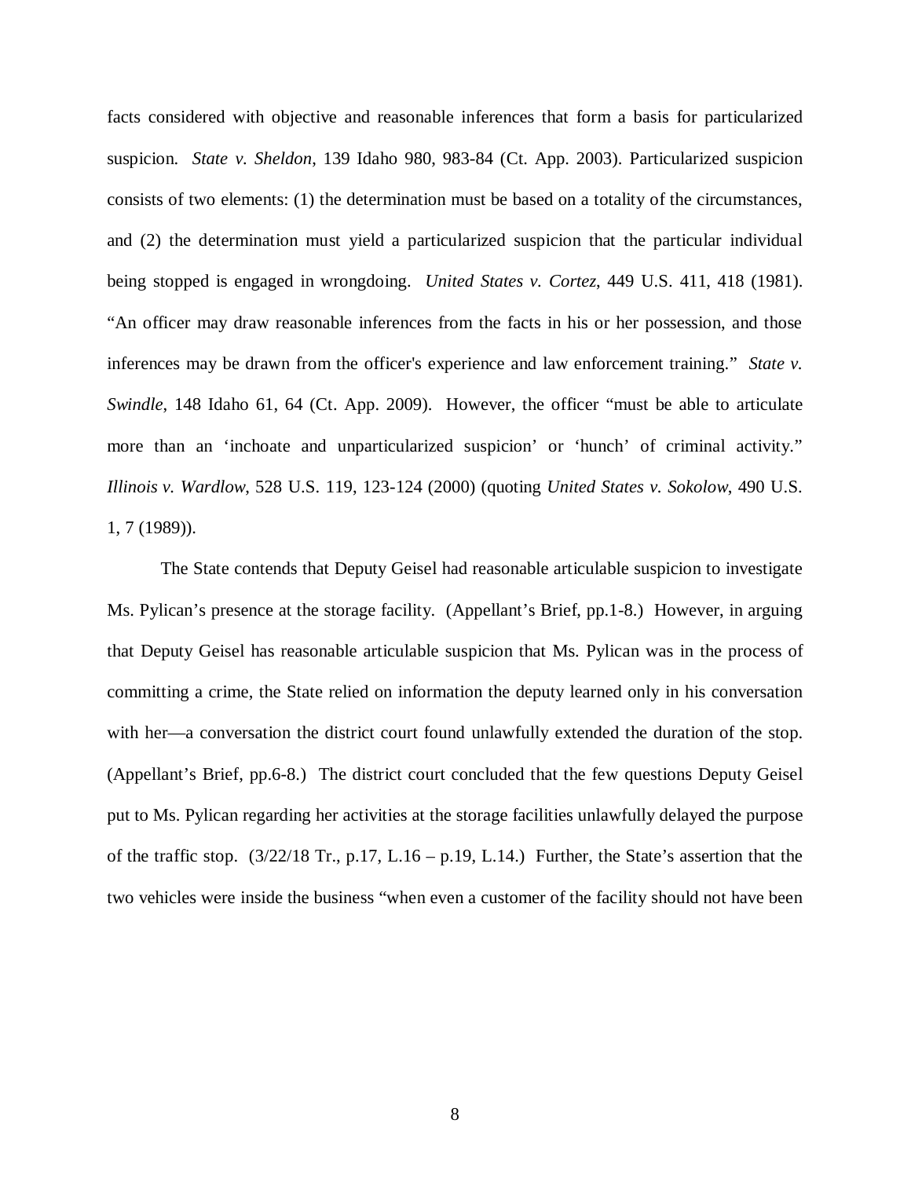facts considered with objective and reasonable inferences that form a basis for particularized suspicion. *State v. Sheldon*, 139 Idaho 980, 983-84 (Ct. App. 2003). Particularized suspicion consists of two elements: (1) the determination must be based on a totality of the circumstances, and (2) the determination must yield a particularized suspicion that the particular individual being stopped is engaged in wrongdoing. *United States v. Cortez*, 449 U.S. 411, 418 (1981). "An officer may draw reasonable inferences from the facts in his or her possession, and those inferences may be drawn from the officer's experience and law enforcement training." *State v. Swindle*, 148 Idaho 61, 64 (Ct. App. 2009). However, the officer "must be able to articulate more than an 'inchoate and unparticularized suspicion' or 'hunch' of criminal activity." *Illinois v. Wardlow*, 528 U.S. 119, 123-124 (2000) (quoting *United States v. Sokolow*, 490 U.S. 1, 7 (1989)).

The State contends that Deputy Geisel had reasonable articulable suspicion to investigate Ms. Pylican's presence at the storage facility. (Appellant's Brief, pp.1-8.) However, in arguing that Deputy Geisel has reasonable articulable suspicion that Ms. Pylican was in the process of committing a crime, the State relied on information the deputy learned only in his conversation with her—a conversation the district court found unlawfully extended the duration of the stop. (Appellant's Brief, pp.6-8.) The district court concluded that the few questions Deputy Geisel put to Ms. Pylican regarding her activities at the storage facilities unlawfully delayed the purpose of the traffic stop. (3/22/18 Tr., p.17, L.16 – p.19, L.14.) Further, the State's assertion that the two vehicles were inside the business "when even a customer of the facility should not have been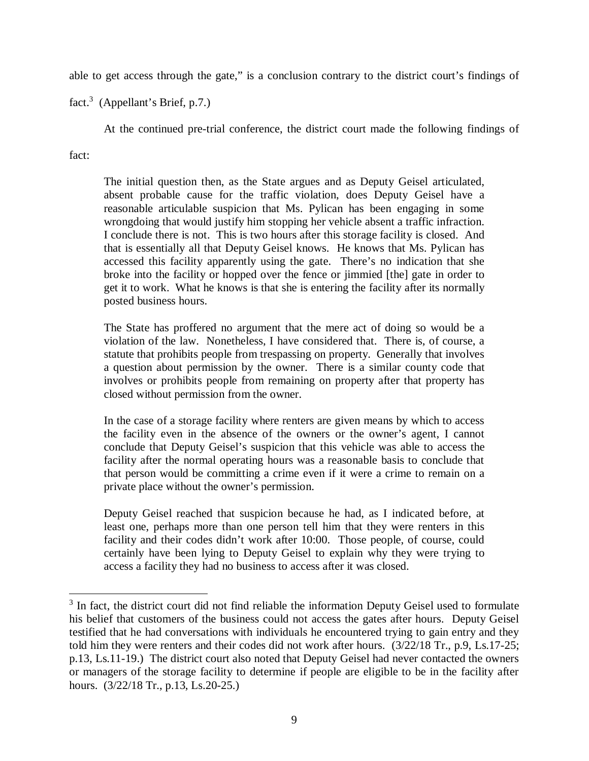able to get access through the gate," is a conclusion contrary to the district court's findings of fact.[3] (Appellant's Brief, p.7.)

At the continued pre-trial conference, the district court made the following findings of fact:

> The initial question then, as the State argues and as Deputy Geisel articulated, absent probable cause for the traffic violation, does Deputy Geisel have a reasonable articulable suspicion that Ms. Pylican has been engaging in some wrongdoing that would justify him stopping her vehicle absent a traffic infraction. I conclude there is not. This is two hours after this storage facility is closed. And that is essentially all that Deputy Geisel knows. He knows that Ms. Pylican has accessed this facility apparently using the gate. There's no indication that she broke into the facility or hopped over the fence or jimmied [the] gate in order to get it to work. What he knows is that she is entering the facility after its normally posted business hours.
>
> The State has proffered no argument that the mere act of doing so would be a violation of the law. Nonetheless, I have considered that. There is, of course, a statute that prohibits people from trespassing on property. Generally that involves a question about permission by the owner. There is a similar county code that involves or prohibits people from remaining on property after that property has closed without permission from the owner.
>
> In the case of a storage facility where renters are given means by which to access the facility even in the absence of the owners or the owner's agent, I cannot conclude that Deputy Geisel's suspicion that this vehicle was able to access the facility after the normal operating hours was a reasonable basis to conclude that that person would be committing a crime even if it were a crime to remain on a private place without the owner's permission.
>
> Deputy Geisel reached that suspicion because he had, as I indicated before, at least one, perhaps more than one person tell him that they were renters in this facility and their codes didn't work after 10:00. Those people, of course, could certainly have been lying to Deputy Geisel to explain why they were trying to access a facility they had no business to access after it was closed.

[3] In fact, the district court did not find reliable the information Deputy Geisel used to formulate his belief that customers of the business could not access the gates after hours. Deputy Geisel testified that he had conversations with individuals he encountered trying to gain entry and they told him they were renters and their codes did not work after hours. (3/22/18 Tr., p.9, Ls.17-25; p.13, Ls.11-19.) The district court also noted that Deputy Geisel had never contacted the owners or managers of the storage facility to determine if people are eligible to be in the facility after hours. (3/22/18 Tr., p.13, Ls.20-25.)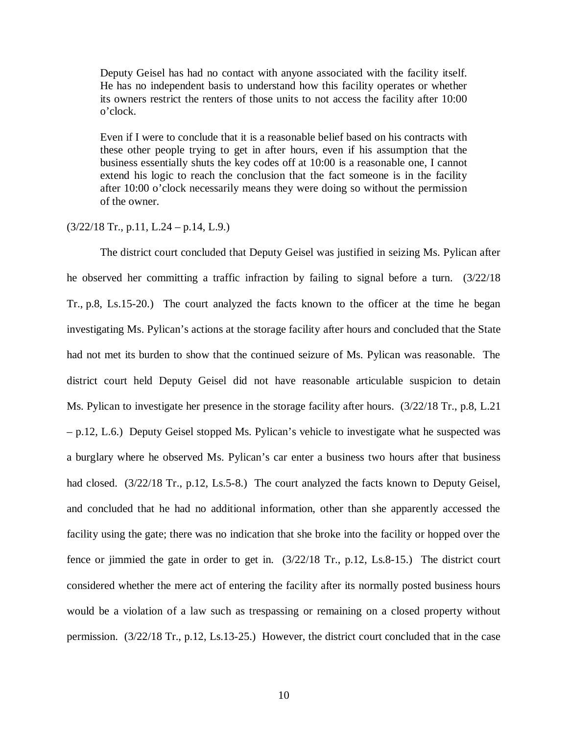> Deputy Geisel has had no contact with anyone associated with the facility itself. He has no independent basis to understand how this facility operates or whether its owners restrict the renters of those units to not access the facility after 10:00 o'clock.
>
> Even if I were to conclude that it is a reasonable belief based on his contracts with these other people trying to get in after hours, even if his assumption that the business essentially shuts the key codes off at 10:00 is a reasonable one, I cannot extend his logic to reach the conclusion that the fact someone is in the facility after 10:00 o'clock necessarily means they were doing so without the permission of the owner.

(3/22/18 Tr., p.11, L.24 – p.14, L.9.)

The district court concluded that Deputy Geisel was justified in seizing Ms. Pylican after he observed her committing a traffic infraction by failing to signal before a turn. (3/22/18 Tr., p.8, Ls.15-20.) The court analyzed the facts known to the officer at the time he began investigating Ms. Pylican's actions at the storage facility after hours and concluded that the State had not met its burden to show that the continued seizure of Ms. Pylican was reasonable. The district court held Deputy Geisel did not have reasonable articulable suspicion to detain Ms. Pylican to investigate her presence in the storage facility after hours. (3/22/18 Tr., p.8, L.21 – p.12, L.6.) Deputy Geisel stopped Ms. Pylican's vehicle to investigate what he suspected was a burglary where he observed Ms. Pylican's car enter a business two hours after that business had closed. (3/22/18 Tr., p.12, Ls.5-8.) The court analyzed the facts known to Deputy Geisel, and concluded that he had no additional information, other than she apparently accessed the facility using the gate; there was no indication that she broke into the facility or hopped over the fence or jimmied the gate in order to get in. (3/22/18 Tr., p.12, Ls.8-15.) The district court considered whether the mere act of entering the facility after its normally posted business hours would be a violation of a law such as trespassing or remaining on a closed property without permission. (3/22/18 Tr., p.12, Ls.13-25.) However, the district court concluded that in the case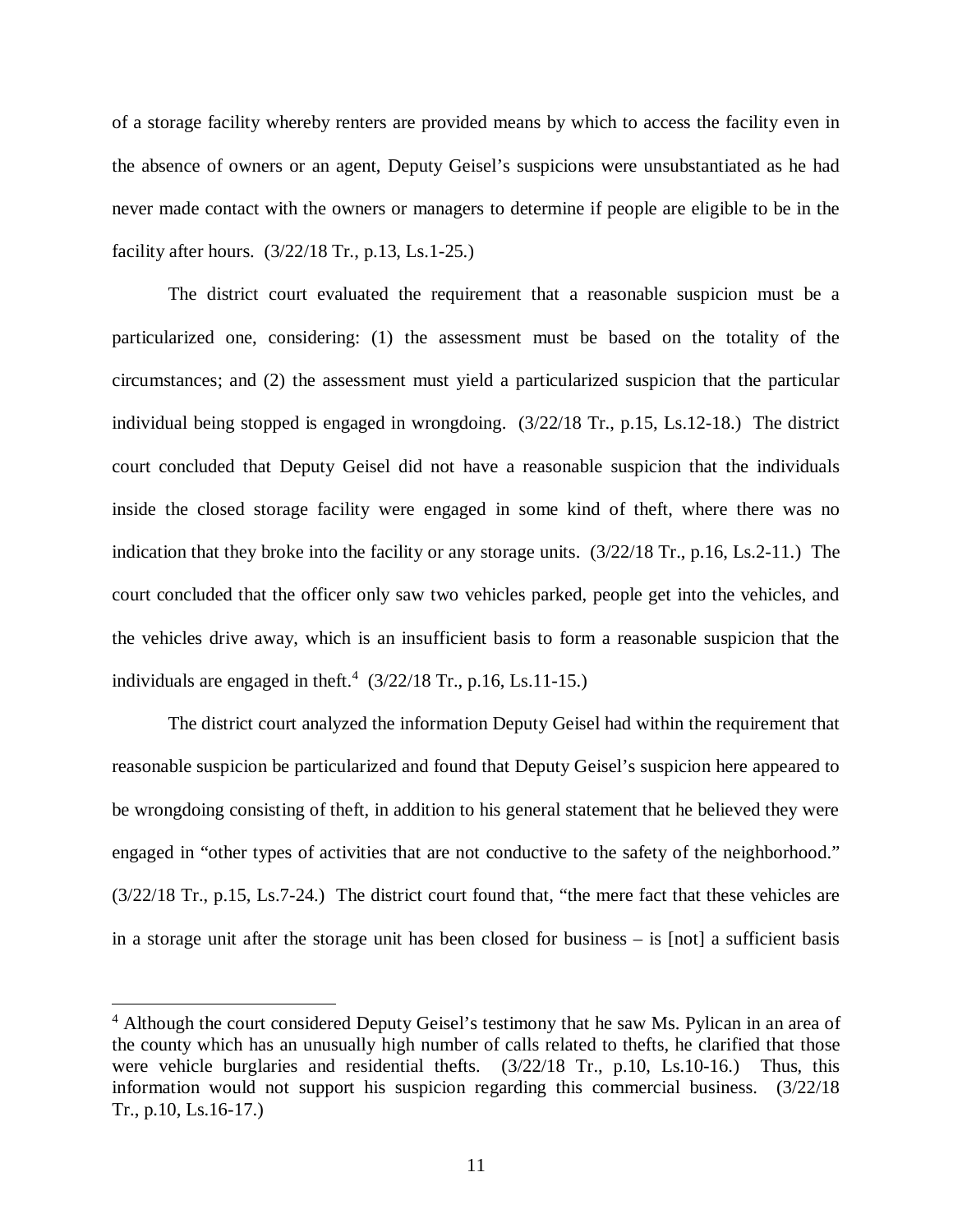of a storage facility whereby renters are provided means by which to access the facility even in the absence of owners or an agent, Deputy Geisel's suspicions were unsubstantiated as he had never made contact with the owners or managers to determine if people are eligible to be in the facility after hours. (3/22/18 Tr., p.13, Ls.1-25.)

The district court evaluated the requirement that a reasonable suspicion must be a particularized one, considering: (1) the assessment must be based on the totality of the circumstances; and (2) the assessment must yield a particularized suspicion that the particular individual being stopped is engaged in wrongdoing. (3/22/18 Tr., p.15, Ls.12-18.) The district court concluded that Deputy Geisel did not have a reasonable suspicion that the individuals inside the closed storage facility were engaged in some kind of theft, where there was no indication that they broke into the facility or any storage units. (3/22/18 Tr., p.16, Ls.2-11.) The court concluded that the officer only saw two vehicles parked, people get into the vehicles, and the vehicles drive away, which is an insufficient basis to form a reasonable suspicion that the individuals are engaged in theft.[4] (3/22/18 Tr., p.16, Ls.11-15.)

The district court analyzed the information Deputy Geisel had within the requirement that reasonable suspicion be particularized and found that Deputy Geisel's suspicion here appeared to be wrongdoing consisting of theft, in addition to his general statement that he believed they were engaged in "other types of activities that are not conductive to the safety of the neighborhood." (3/22/18 Tr., p.15, Ls.7-24.) The district court found that, "the mere fact that these vehicles are in a storage unit after the storage unit has been closed for business – is [not] a sufficient basis

---

[4] Although the court considered Deputy Geisel's testimony that he saw Ms. Pylican in an area of the county which has an unusually high number of calls related to thefts, he clarified that those were vehicle burglaries and residential thefts. (3/22/18 Tr., p.10, Ls.10-16.) Thus, this information would not support his suspicion regarding this commercial business. (3/22/18 Tr., p.10, Ls.16-17.)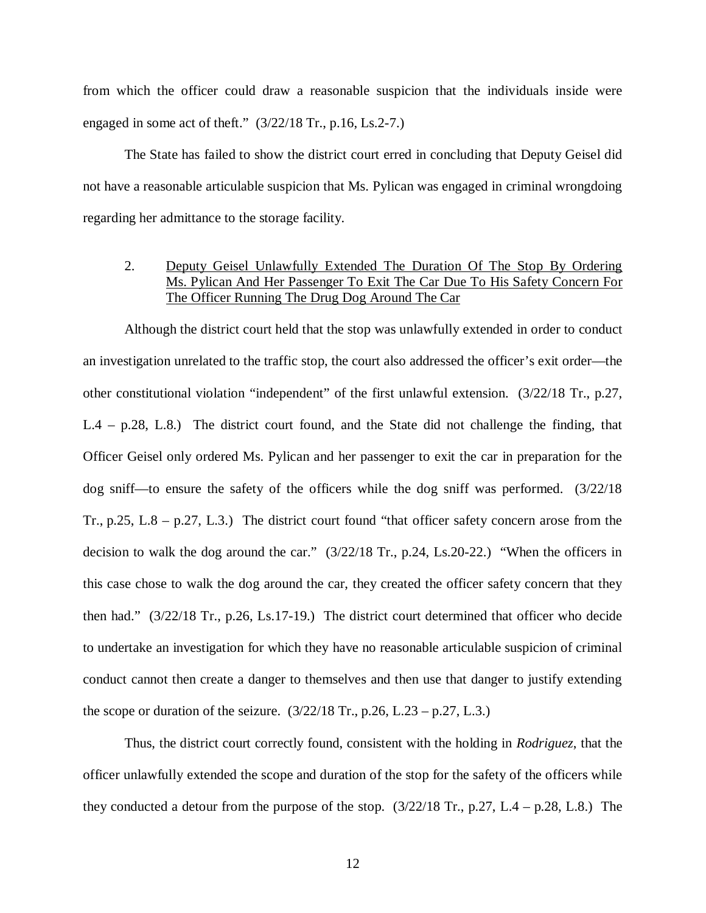from which the officer could draw a reasonable suspicion that the individuals inside were engaged in some act of theft." (3/22/18 Tr., p.16, Ls.2-7.)

The State has failed to show the district court erred in concluding that Deputy Geisel did not have a reasonable articulable suspicion that Ms. Pylican was engaged in criminal wrongdoing regarding her admittance to the storage facility.

2. <u>Deputy Geisel Unlawfully Extended The Duration Of The Stop By Ordering Ms. Pylican And Her Passenger To Exit The Car Due To His Safety Concern For The Officer Running The Drug Dog Around The Car</u>

Although the district court held that the stop was unlawfully extended in order to conduct an investigation unrelated to the traffic stop, the court also addressed the officer's exit order—the other constitutional violation "independent" of the first unlawful extension. (3/22/18 Tr., p.27, L.4 – p.28, L.8.) The district court found, and the State did not challenge the finding, that Officer Geisel only ordered Ms. Pylican and her passenger to exit the car in preparation for the dog sniff—to ensure the safety of the officers while the dog sniff was performed. (3/22/18 Tr., p.25, L.8 – p.27, L.3.) The district court found "that officer safety concern arose from the decision to walk the dog around the car." (3/22/18 Tr., p.24, Ls.20-22.) "When the officers in this case chose to walk the dog around the car, they created the officer safety concern that they then had." (3/22/18 Tr., p.26, Ls.17-19.) The district court determined that officer who decide to undertake an investigation for which they have no reasonable articulable suspicion of criminal conduct cannot then create a danger to themselves and then use that danger to justify extending the scope or duration of the seizure. (3/22/18 Tr., p.26, L.23 – p.27, L.3.)

Thus, the district court correctly found, consistent with the holding in *Rodriguez*, that the officer unlawfully extended the scope and duration of the stop for the safety of the officers while they conducted a detour from the purpose of the stop. (3/22/18 Tr., p.27, L.4 – p.28, L.8.) The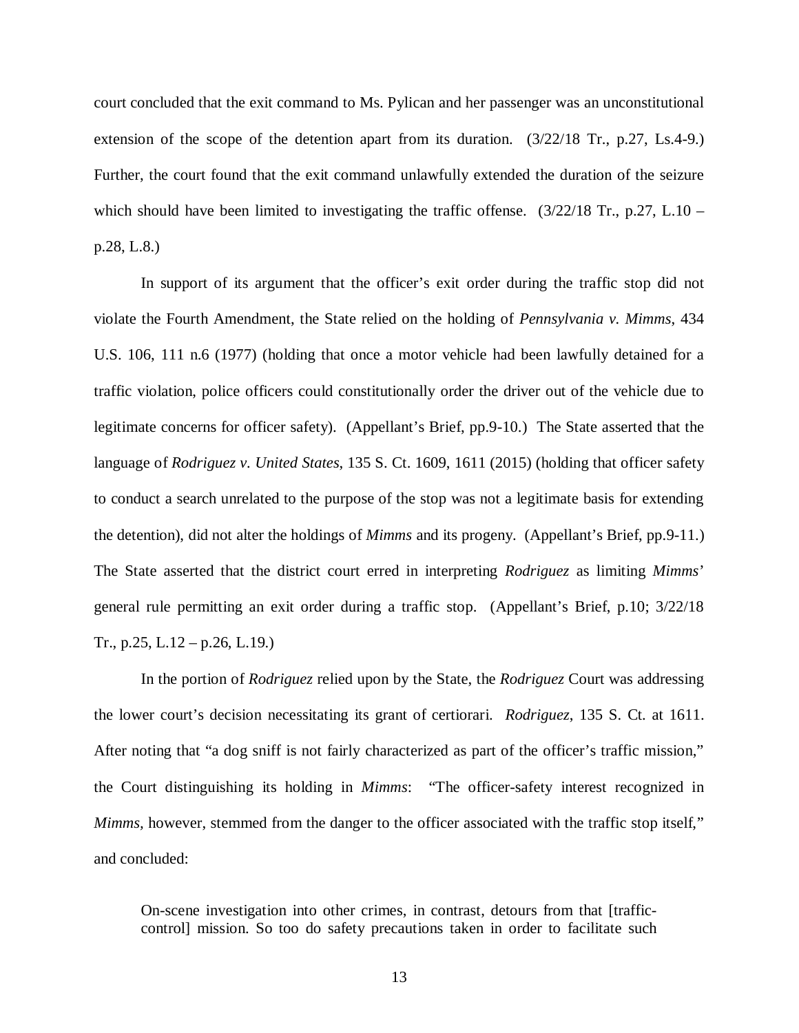court concluded that the exit command to Ms. Pylican and her passenger was an unconstitutional extension of the scope of the detention apart from its duration. (3/22/18 Tr., p.27, Ls.4-9.) Further, the court found that the exit command unlawfully extended the duration of the seizure which should have been limited to investigating the traffic offense. (3/22/18 Tr., p.27, L.10 – p.28, L.8.)

In support of its argument that the officer's exit order during the traffic stop did not violate the Fourth Amendment, the State relied on the holding of *Pennsylvania v. Mimms*, 434 U.S. 106, 111 n.6 (1977) (holding that once a motor vehicle had been lawfully detained for a traffic violation, police officers could constitutionally order the driver out of the vehicle due to legitimate concerns for officer safety). (Appellant's Brief, pp.9-10.) The State asserted that the language of *Rodriguez v. United States*, 135 S. Ct. 1609, 1611 (2015) (holding that officer safety to conduct a search unrelated to the purpose of the stop was not a legitimate basis for extending the detention), did not alter the holdings of *Mimms* and its progeny. (Appellant's Brief, pp.9-11.) The State asserted that the district court erred in interpreting *Rodriguez* as limiting *Mimms*' general rule permitting an exit order during a traffic stop. (Appellant's Brief, p.10; 3/22/18 Tr., p.25, L.12 – p.26, L.19.)

In the portion of *Rodriguez* relied upon by the State, the *Rodriguez* Court was addressing the lower court's decision necessitating its grant of certiorari. *Rodriguez*, 135 S. Ct. at 1611. After noting that "a dog sniff is not fairly characterized as part of the officer's traffic mission," the Court distinguishing its holding in *Mimms*: "The officer-safety interest recognized in *Mimms*, however, stemmed from the danger to the officer associated with the traffic stop itself," and concluded:

> On-scene investigation into other crimes, in contrast, detours from that [traffic-control] mission. So too do safety precautions taken in order to facilitate such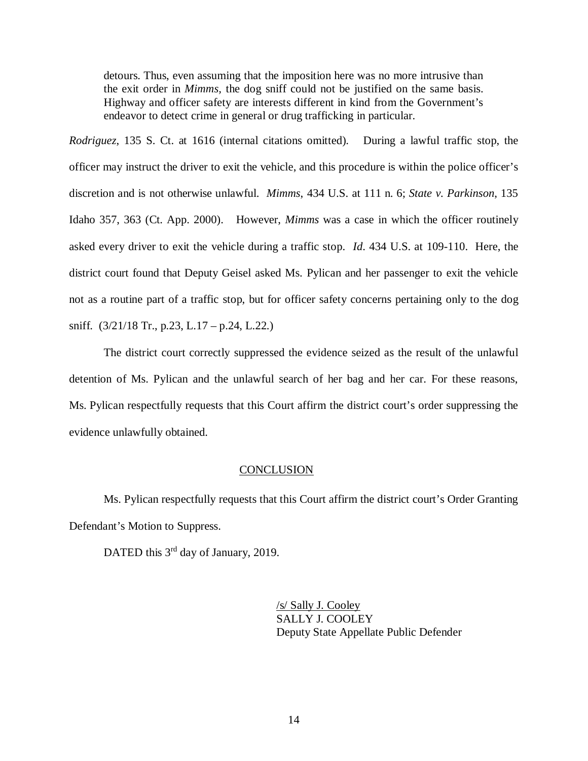> detours. Thus, even assuming that the imposition here was no more intrusive than the exit order in *Mimms*, the dog sniff could not be justified on the same basis. Highway and officer safety are interests different in kind from the Government's endeavor to detect crime in general or drug trafficking in particular.

*Rodriguez*, 135 S. Ct. at 1616 (internal citations omitted). During a lawful traffic stop, the officer may instruct the driver to exit the vehicle, and this procedure is within the police officer's discretion and is not otherwise unlawful. *Mimms*, 434 U.S. at 111 n. 6; *State v. Parkinson*, 135 Idaho 357, 363 (Ct. App. 2000). However, *Mimms* was a case in which the officer routinely asked every driver to exit the vehicle during a traffic stop. *Id*. 434 U.S. at 109-110. Here, the district court found that Deputy Geisel asked Ms. Pylican and her passenger to exit the vehicle not as a routine part of a traffic stop, but for officer safety concerns pertaining only to the dog sniff. (3/21/18 Tr., p.23, L.17 – p.24, L.22.)

The district court correctly suppressed the evidence seized as the result of the unlawful detention of Ms. Pylican and the unlawful search of her bag and her car. For these reasons, Ms. Pylican respectfully requests that this Court affirm the district court's order suppressing the evidence unlawfully obtained.

## CONCLUSION

Ms. Pylican respectfully requests that this Court affirm the district court's Order Granting Defendant's Motion to Suppress.

DATED this 3rd day of January, 2019.

/s/ Sally J. Cooley
SALLY J. COOLEY
Deputy State Appellate Public Defender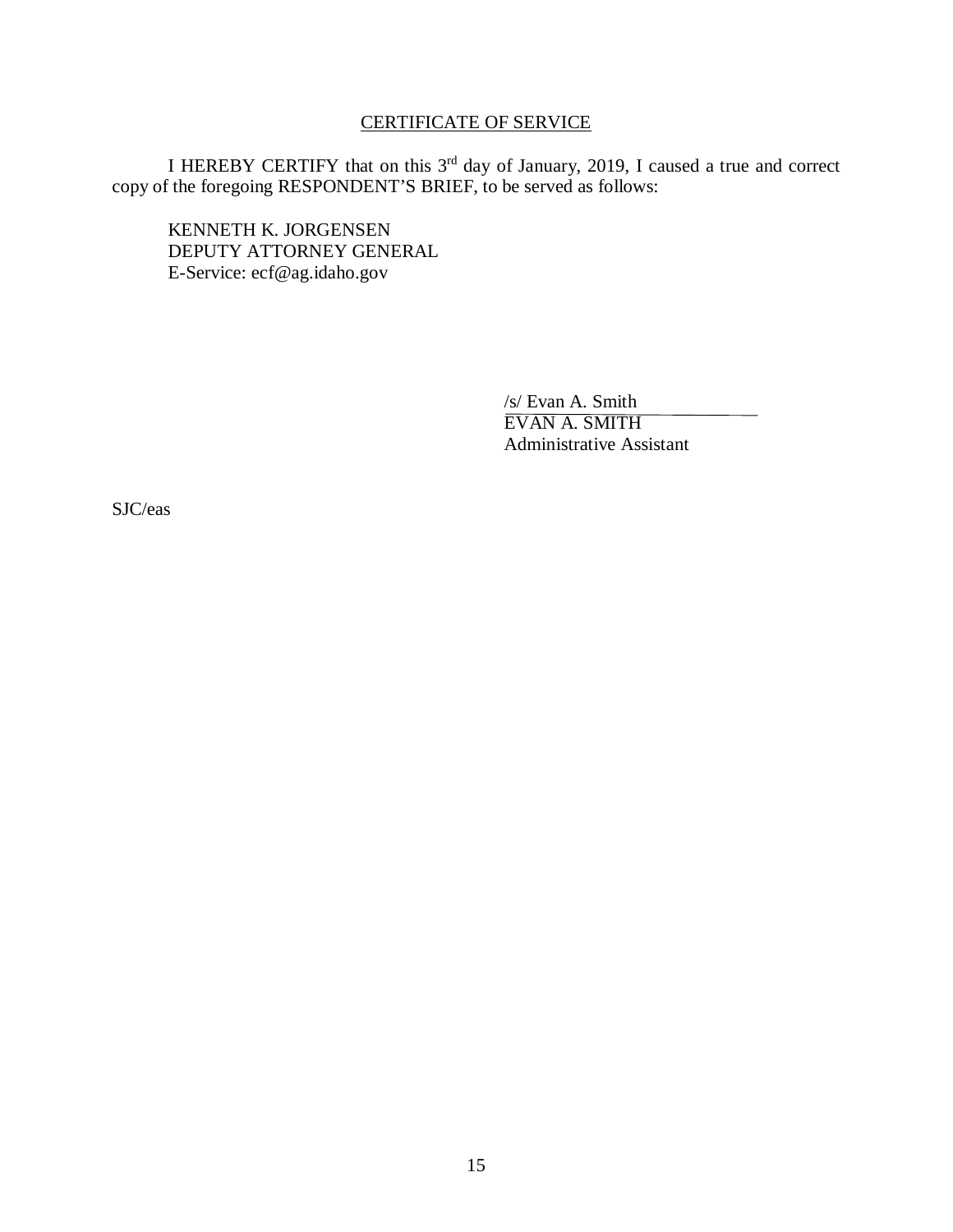## CERTIFICATE OF SERVICE

I HEREBY CERTIFY that on this 3rd day of January, 2019, I caused a true and correct copy of the foregoing RESPONDENT'S BRIEF, to be served as follows:

KENNETH K. JORGENSEN
DEPUTY ATTORNEY GENERAL
E-Service: ecf@ag.idaho.gov

/s/ Evan A. Smith
EVAN A. SMITH
Administrative Assistant

SJC/eas